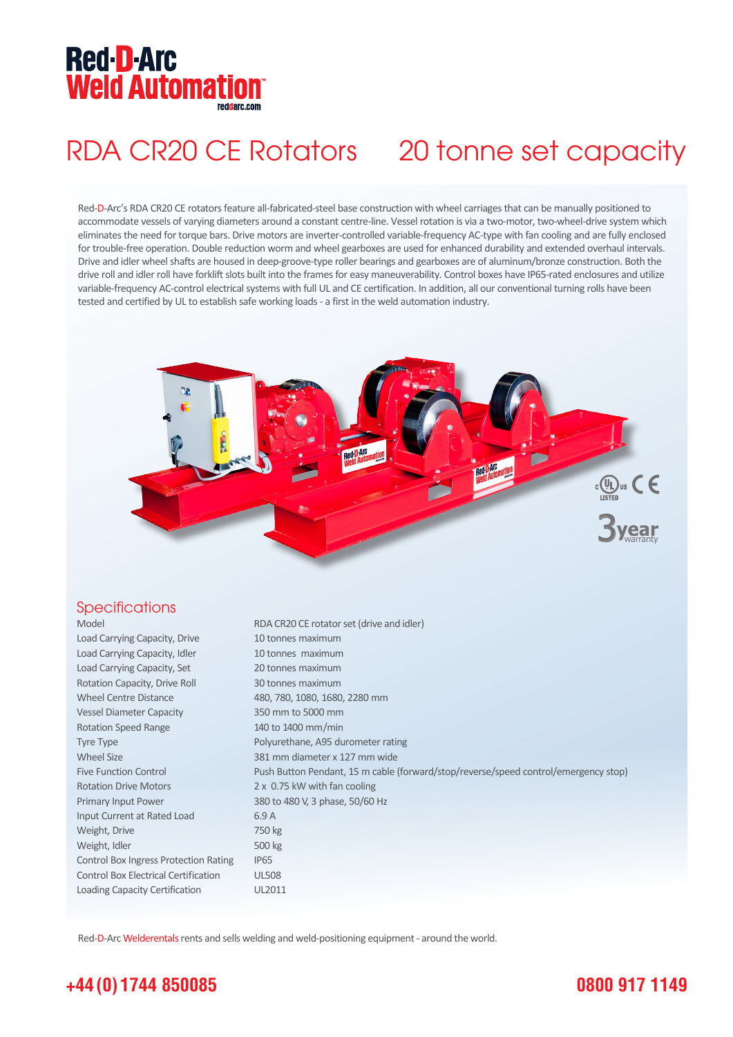# Red-D-Arc Weld Automation

reddarc.com

## RDA CR20 CE Rotators 20 tonne set capacity

Red-D-Arc's RDA CR20 CE rotators feature all-fabricated-steel base construction with wheel carriages that can be manually positioned to accommodate vessels of varying diameters around a constant centre-line. Vessel rotation is via a two-motor, two-wheel-drive system which eliminates the need for torque bars. Drive motors are inverter-controlled variable-frequency AC-type with fan cooling and are fully enclosed for trouble-free operation. Double reduction worm and wheel gearboxes are used for enhanced durability and extended overhaul intervals. Drive and idler wheel shafts are housed in deep-groove-type roller bearings and gearboxes are of aluminum/bronze construction. Both the drive roll and idler roll have forklift slots built into the frames for easy maneuverability. Control boxes have IP65-rated enclosures and utilize variable-frequency AC-control electrical systems with full UL and CE certification. In addition, all our conventional turning rolls have been tested and certified by UL to establish safe working loads - a first in the weld automation industry.

c UL us LISTED CE

3 year warranty

## Specifications

| | |
|---|---|
| Model | RDA CR20 CE rotator set (drive and idler) |
| Load Carrying Capacity, Drive | 10 tonnes maximum |
| Load Carrying Capacity, Idler | 10 tonnes maximum |
| Load Carrying Capacity, Set | 20 tonnes maximum |
| Rotation Capacity, Drive Roll | 30 tonnes maximum |
| Wheel Centre Distance | 480, 780, 1080, 1680, 2280 mm |
| Vessel Diameter Capacity | 350 mm to 5000 mm |
| Rotation Speed Range | 140 to 1400 mm/min |
| Tyre Type | Polyurethane, A95 durometer rating |
| Wheel Size | 381 mm diameter x 127 mm wide |
| Five Function Control | Push Button Pendant, 15 m cable (forward/stop/reverse/speed control/emergency stop) |
| Rotation Drive Motors | 2 x 0.75 kW with fan cooling |
| Primary Input Power | 380 to 480 V, 3 phase, 50/60 Hz |
| Input Current at Rated Load | 6.9 A |
| Weight, Drive | 750 kg |
| Weight, Idler | 500 kg |
| Control Box Ingress Protection Rating | IP65 |
| Control Box Electrical Certification | UL508 |
| Loading Capacity Certification | UL2011 |

Red-D-Arc Welderentals rents and sells welding and weld-positioning equipment - around the world.

**+44 (0) 1744 850085** **0800 917 1149**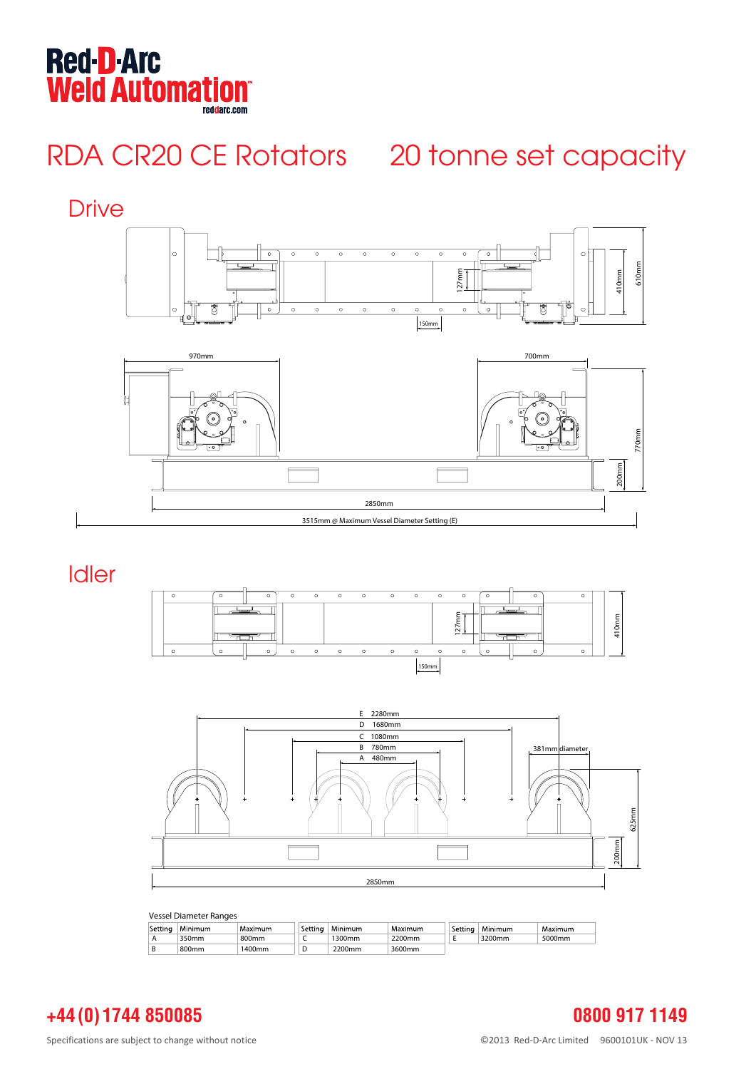# RDA CR20 CE Rotators 20 tonne set capacity

## Drive

127mm

150mm

410mm

610mm

970mm

700mm

770mm

200mm

2850mm

3515mm @ Maximum Vessel Diameter Setting (E)

## Idler

127mm

150mm

410mm

E 2280mm

D 1680mm

C 1080mm

B 780mm

A 480mm

381mm diameter

625mm

200mm

2850mm

Vessel Diameter Ranges

| Setting | Minimum | Maximum |
|---|---|---|
| A | 350mm | 800mm |
| B | 800mm | 1400mm |
| C | 1300mm | 2200mm |
| D | 2200mm | 3600mm |
| E | 3200mm | 5000mm |

**+44 (0) 1744 850085**

**0800 917 1149**

Specifications are subject to change without notice

©2013 Red-D-Arc Limited 9600101UK - NOV 13